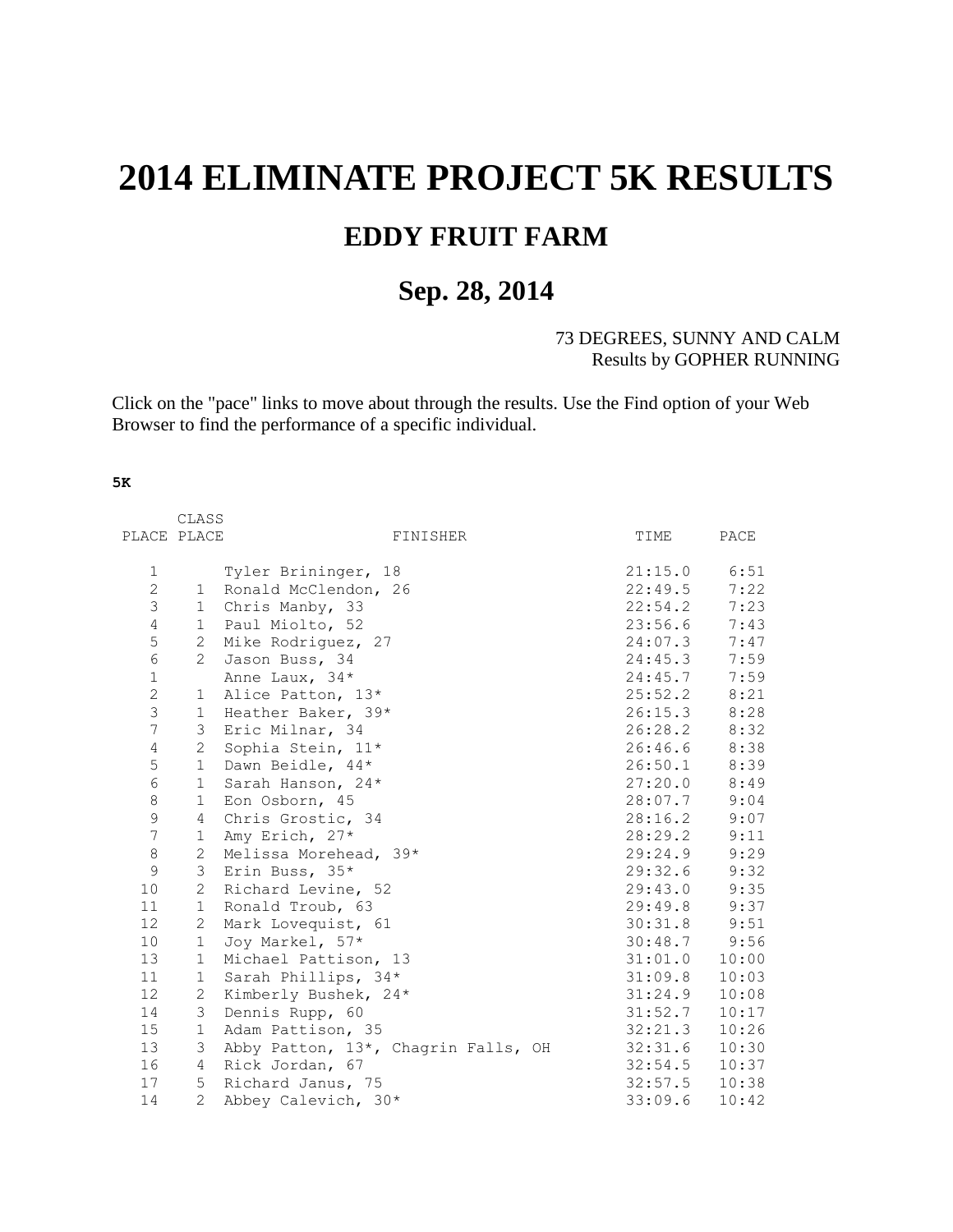# 2014 ELIMINATE PROJECT 5K RESULTS

## EDDY FRUIT FARM

## Sep. 28, 2014

73 DEGREES, SUNNY AND CALM
Results by GOPHER RUNNING

Click on the "pace" links to move about through the results. Use the Find option of your Web Browser to find the performance of a specific individual.

**5K**

| PLACE | CLASS PLACE | FINISHER | TIME | PACE |
|---|---|---|---|---|
| 1 | | Tyler Brininger, 18 | 21:15.0 | 6:51 |
| 2 | 1 | Ronald McClendon, 26 | 22:49.5 | 7:22 |
| 3 | 1 | Chris Manby, 33 | 22:54.2 | 7:23 |
| 4 | 1 | Paul Miolto, 52 | 23:56.6 | 7:43 |
| 5 | 2 | Mike Rodriguez, 27 | 24:07.3 | 7:47 |
| 6 | 2 | Jason Buss, 34 | 24:45.3 | 7:59 |
| 1 | | Anne Laux, 34* | 24:45.7 | 7:59 |
| 2 | 1 | Alice Patton, 13* | 25:52.2 | 8:21 |
| 3 | 1 | Heather Baker, 39* | 26:15.3 | 8:28 |
| 7 | 3 | Eric Milnar, 34 | 26:28.2 | 8:32 |
| 4 | 2 | Sophia Stein, 11* | 26:46.6 | 8:38 |
| 5 | 1 | Dawn Beidle, 44* | 26:50.1 | 8:39 |
| 6 | 1 | Sarah Hanson, 24* | 27:20.0 | 8:49 |
| 8 | 1 | Eon Osborn, 45 | 28:07.7 | 9:04 |
| 9 | 4 | Chris Grostic, 34 | 28:16.2 | 9:07 |
| 7 | 1 | Amy Erich, 27* | 28:29.2 | 9:11 |
| 8 | 2 | Melissa Morehead, 39* | 29:24.9 | 9:29 |
| 9 | 3 | Erin Buss, 35* | 29:32.6 | 9:32 |
| 10 | 2 | Richard Levine, 52 | 29:43.0 | 9:35 |
| 11 | 1 | Ronald Troub, 63 | 29:49.8 | 9:37 |
| 12 | 2 | Mark Lovequist, 61 | 30:31.8 | 9:51 |
| 10 | 1 | Joy Markel, 57* | 30:48.7 | 9:56 |
| 13 | 1 | Michael Pattison, 13 | 31:01.0 | 10:00 |
| 11 | 1 | Sarah Phillips, 34* | 31:09.8 | 10:03 |
| 12 | 2 | Kimberly Bushek, 24* | 31:24.9 | 10:08 |
| 14 | 3 | Dennis Rupp, 60 | 31:52.7 | 10:17 |
| 15 | 1 | Adam Pattison, 35 | 32:21.3 | 10:26 |
| 13 | 3 | Abby Patton, 13*, Chagrin Falls, OH | 32:31.6 | 10:30 |
| 16 | 4 | Rick Jordan, 67 | 32:54.5 | 10:37 |
| 17 | 5 | Richard Janus, 75 | 32:57.5 | 10:38 |
| 14 | 2 | Abbey Calevich, 30* | 33:09.6 | 10:42 |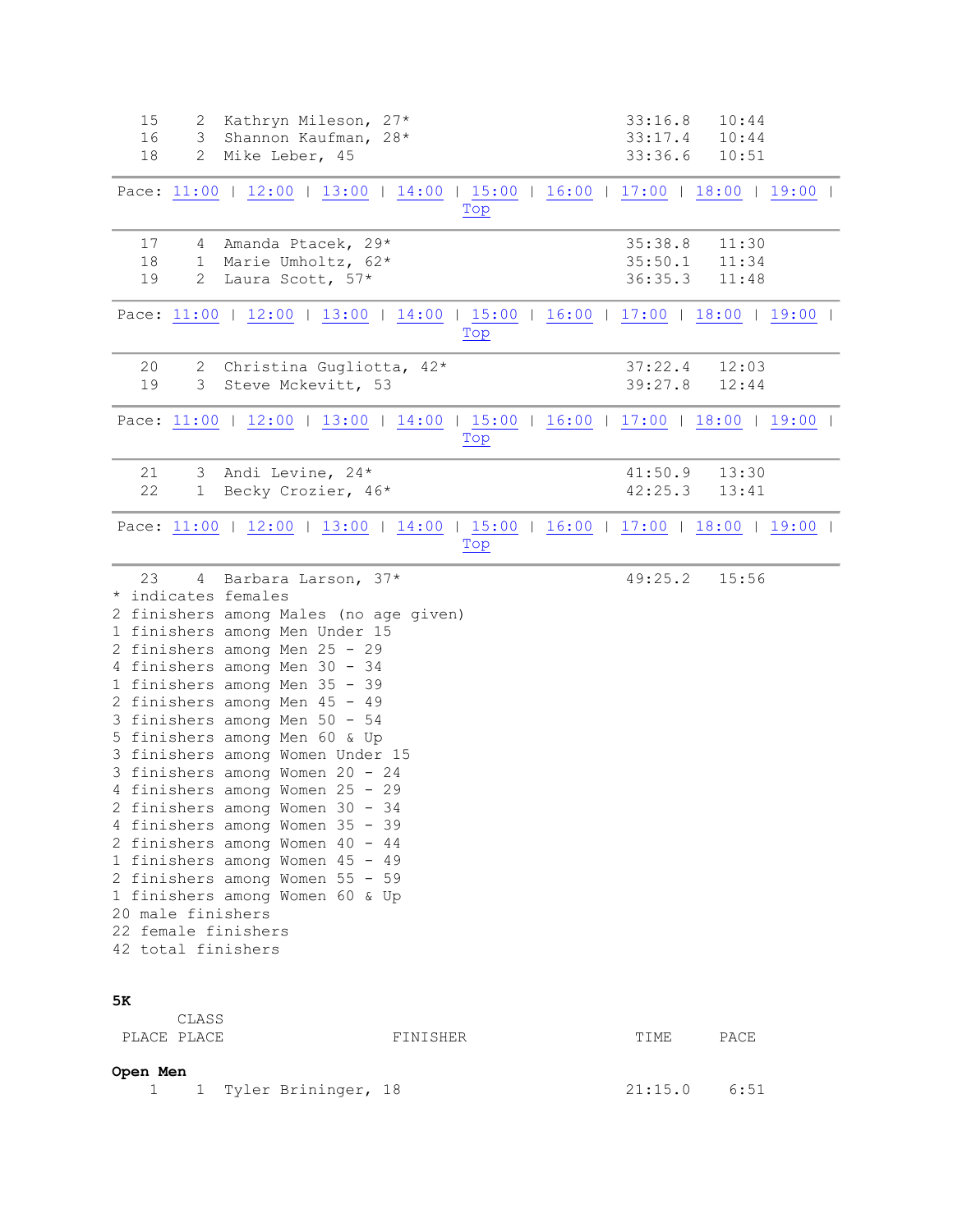| | | | | |
|---|---|---|---|---|
| 15 | 2 | Kathryn Mileson, 27* | 33:16.8 | 10:44 |
| 16 | 3 | Shannon Kaufman, 28* | 33:17.4 | 10:44 |
| 18 | 2 | Mike Leber, 45 | 33:36.6 | 10:51 |

Pace: 11:00 | 12:00 | 13:00 | 14:00 | 15:00 | 16:00 | 17:00 | 18:00 | 19:00 |
Top

| | | | | |
|---|---|---|---|---|
| 17 | 4 | Amanda Ptacek, 29* | 35:38.8 | 11:30 |
| 18 | 1 | Marie Umholtz, 62* | 35:50.1 | 11:34 |
| 19 | 2 | Laura Scott, 57* | 36:35.3 | 11:48 |

Pace: 11:00 | 12:00 | 13:00 | 14:00 | 15:00 | 16:00 | 17:00 | 18:00 | 19:00 |
Top

| | | | | |
|---|---|---|---|---|
| 20 | 2 | Christina Gugliotta, 42* | 37:22.4 | 12:03 |
| 19 | 3 | Steve Mckevitt, 53 | 39:27.8 | 12:44 |

Pace: 11:00 | 12:00 | 13:00 | 14:00 | 15:00 | 16:00 | 17:00 | 18:00 | 19:00 |
Top

| | | | | |
|---|---|---|---|---|
| 21 | 3 | Andi Levine, 24* | 41:50.9 | 13:30 |
| 22 | 1 | Becky Crozier, 46* | 42:25.3 | 13:41 |

Pace: 11:00 | 12:00 | 13:00 | 14:00 | 15:00 | 16:00 | 17:00 | 18:00 | 19:00 |
Top

| | | | | |
|---|---|---|---|---|
| 23 | 4 | Barbara Larson, 37* | 49:25.2 | 15:56 |

* indicates females
2 finishers among Males (no age given)
1 finishers among Men Under 15
2 finishers among Men 25 - 29
4 finishers among Men 30 - 34
1 finishers among Men 35 - 39
2 finishers among Men 45 - 49
3 finishers among Men 50 - 54
5 finishers among Men 60 & Up
3 finishers among Women Under 15
3 finishers among Women 20 - 24
4 finishers among Women 25 - 29
2 finishers among Women 30 - 34
4 finishers among Women 35 - 39
2 finishers among Women 40 - 44
1 finishers among Women 45 - 49
2 finishers among Women 55 - 59
1 finishers among Women 60 & Up
20 male finishers
22 female finishers
42 total finishers

**5K**

| PLACE | CLASS PLACE | FINISHER | TIME | PACE |
|---|---|---|---|---|
| **Open Men** | | | | |
| 1 | 1 | Tyler Brininger, 18 | 21:15.0 | 6:51 |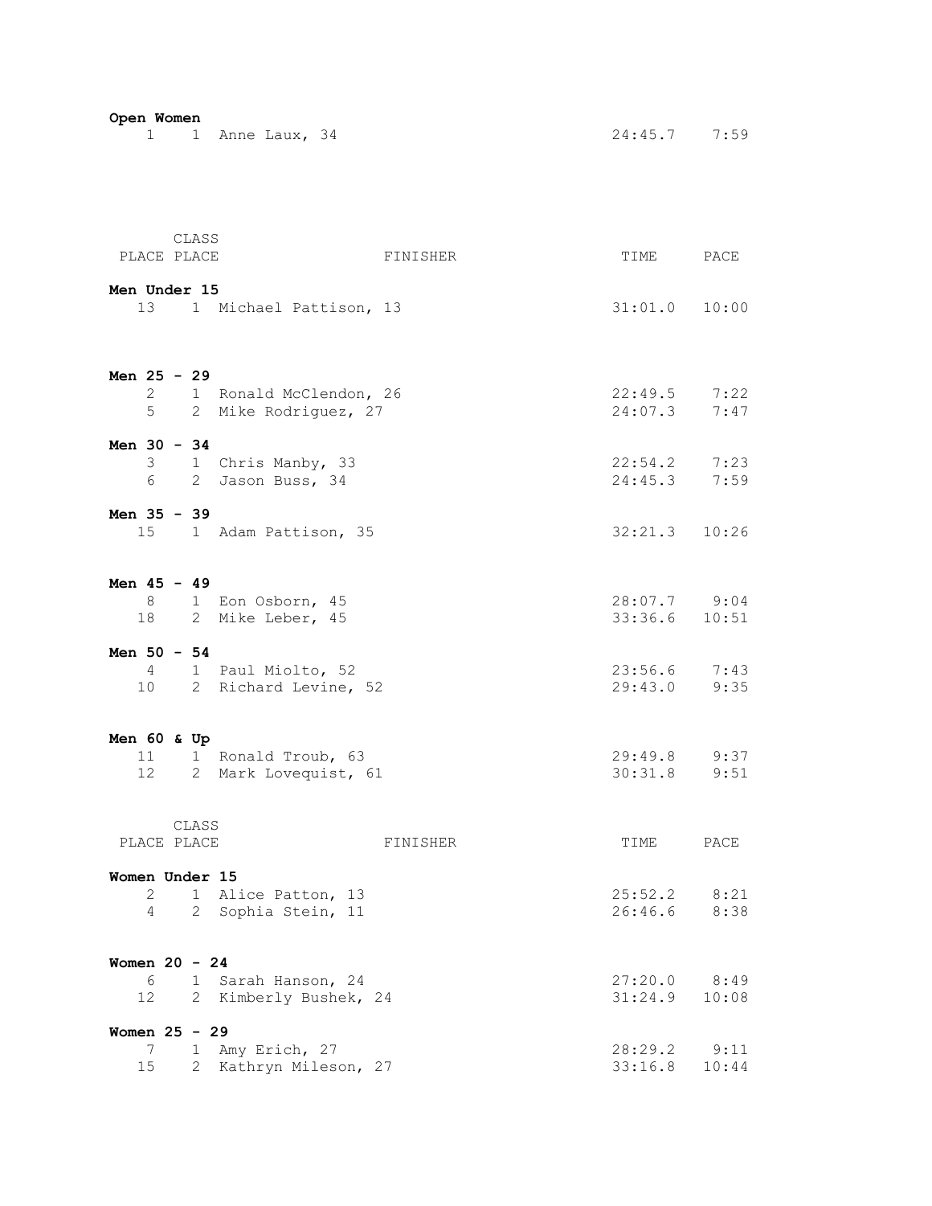**Open Women**

| PLACE | CLASS PLACE | FINISHER | TIME | PACE |
|---|---|---|---|---|
| 1 | 1 | Anne Laux, 34 | 24:45.7 | 7:59 |

| PLACE | CLASS PLACE | FINISHER | TIME | PACE |
|---|---|---|---|---|
| **Men Under 15** | | | | |
| 13 | 1 | Michael Pattison, 13 | 31:01.0 | 10:00 |
| **Men 25 - 29** | | | | |
| 2 | 1 | Ronald McClendon, 26 | 22:49.5 | 7:22 |
| 5 | 2 | Mike Rodriguez, 27 | 24:07.3 | 7:47 |
| **Men 30 - 34** | | | | |
| 3 | 1 | Chris Manby, 33 | 22:54.2 | 7:23 |
| 6 | 2 | Jason Buss, 34 | 24:45.3 | 7:59 |
| **Men 35 - 39** | | | | |
| 15 | 1 | Adam Pattison, 35 | 32:21.3 | 10:26 |
| **Men 45 - 49** | | | | |
| 8 | 1 | Eon Osborn, 45 | 28:07.7 | 9:04 |
| 18 | 2 | Mike Leber, 45 | 33:36.6 | 10:51 |
| **Men 50 - 54** | | | | |
| 4 | 1 | Paul Miolto, 52 | 23:56.6 | 7:43 |
| 10 | 2 | Richard Levine, 52 | 29:43.0 | 9:35 |
| **Men 60 & Up** | | | | |
| 11 | 1 | Ronald Troub, 63 | 29:49.8 | 9:37 |
| 12 | 2 | Mark Lovequist, 61 | 30:31.8 | 9:51 |

| PLACE | CLASS PLACE | FINISHER | TIME | PACE |
|---|---|---|---|---|
| **Women Under 15** | | | | |
| 2 | 1 | Alice Patton, 13 | 25:52.2 | 8:21 |
| 4 | 2 | Sophia Stein, 11 | 26:46.6 | 8:38 |
| **Women 20 - 24** | | | | |
| 6 | 1 | Sarah Hanson, 24 | 27:20.0 | 8:49 |
| 12 | 2 | Kimberly Bushek, 24 | 31:24.9 | 10:08 |
| **Women 25 - 29** | | | | |
| 7 | 1 | Amy Erich, 27 | 28:29.2 | 9:11 |
| 15 | 2 | Kathryn Mileson, 27 | 33:16.8 | 10:44 |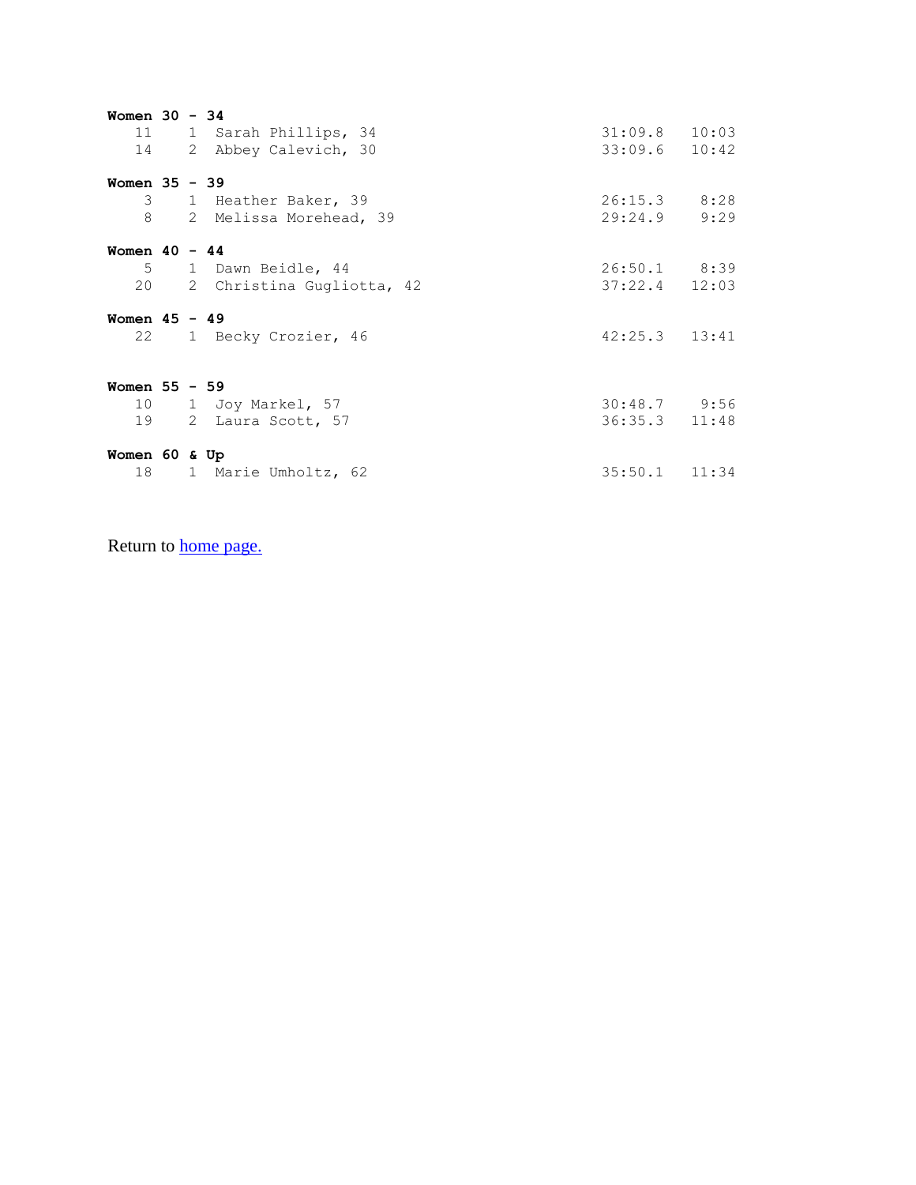**Women 30 - 34**

| | | | | |
|---|---|---|---|---|
| 11 | 1 | Sarah Phillips, 34 | 31:09.8 | 10:03 |
| 14 | 2 | Abbey Calevich, 30 | 33:09.6 | 10:42 |

**Women 35 - 39**

| | | | | |
|---|---|---|---|---|
| 3 | 1 | Heather Baker, 39 | 26:15.3 | 8:28 |
| 8 | 2 | Melissa Morehead, 39 | 29:24.9 | 9:29 |

**Women 40 - 44**

| | | | | |
|---|---|---|---|---|
| 5 | 1 | Dawn Beidle, 44 | 26:50.1 | 8:39 |
| 20 | 2 | Christina Gugliotta, 42 | 37:22.4 | 12:03 |

**Women 45 - 49**

| | | | | |
|---|---|---|---|---|
| 22 | 1 | Becky Crozier, 46 | 42:25.3 | 13:41 |

**Women 55 - 59**

| | | | | |
|---|---|---|---|---|
| 10 | 1 | Joy Markel, 57 | 30:48.7 | 9:56 |
| 19 | 2 | Laura Scott, 57 | 36:35.3 | 11:48 |

**Women 60 & Up**

| | | | | |
|---|---|---|---|---|
| 18 | 1 | Marie Umholtz, 62 | 35:50.1 | 11:34 |

Return to home page.